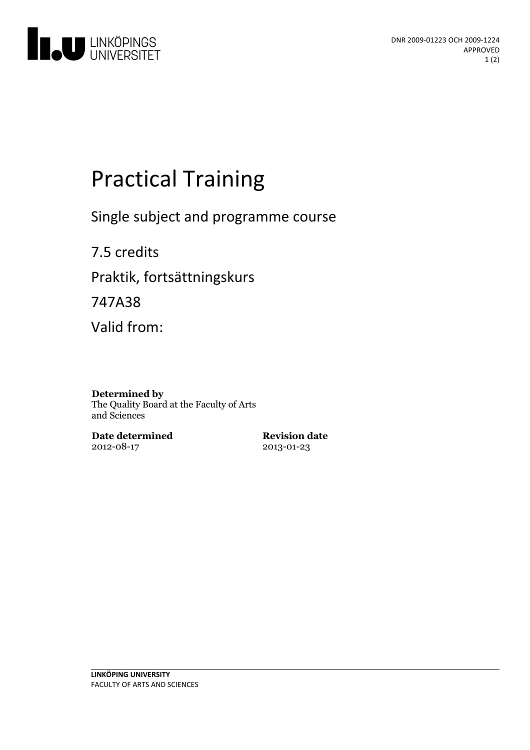DNR 2009-01223 OCH 2009-1224
APPROVED

# Practical Training

Single subject and programme course

7.5 credits

Praktik, fortsättningskurs

747A38

Valid from:

**Determined by**
The Quality Board at the Faculty of Arts and Sciences

**Date determined**
2012-08-17

**Revision date**
2013-01-23

**LINKÖPING UNIVERSITY**
FACULTY OF ARTS AND SCIENCES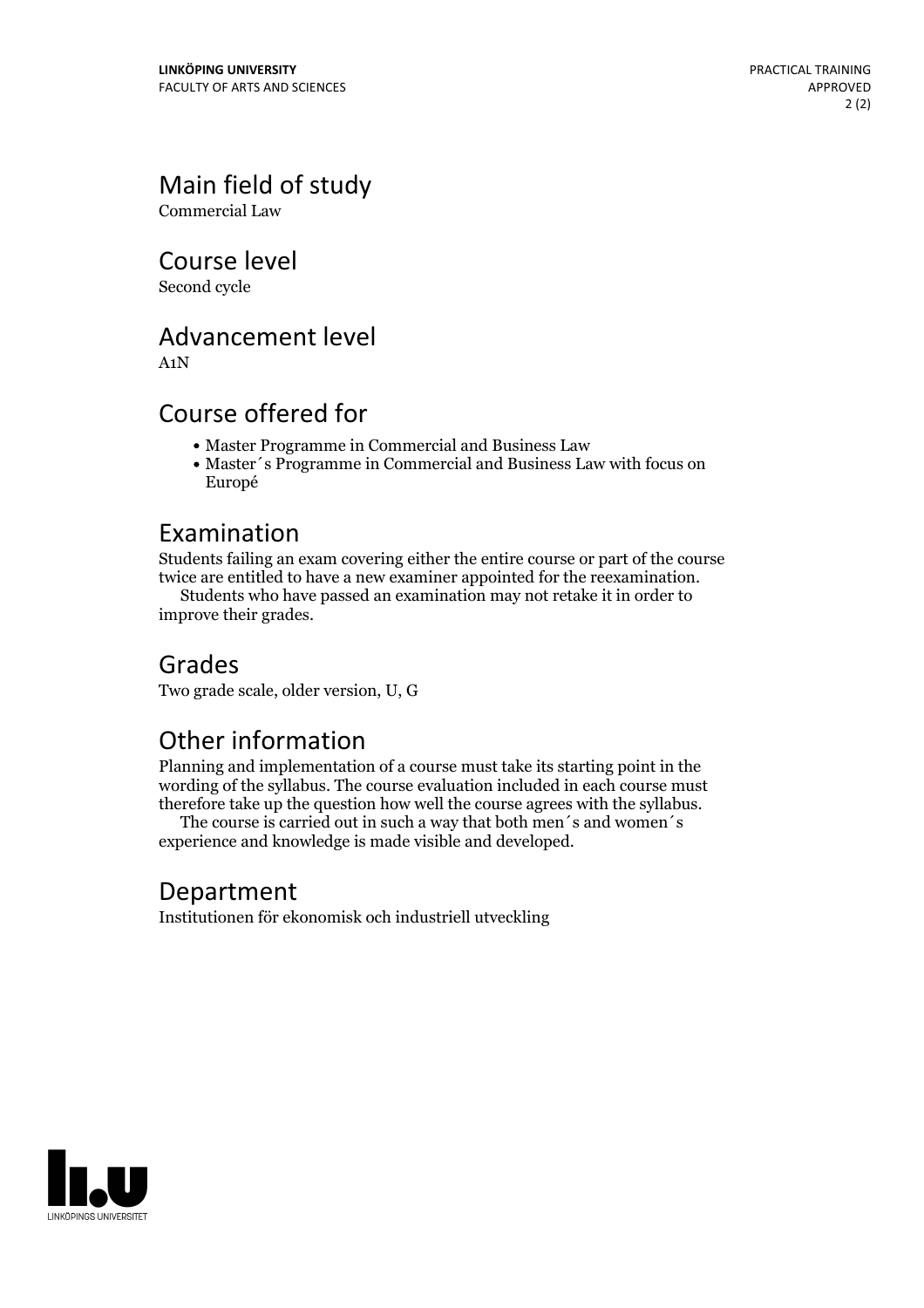## Main field of study
Commercial Law

## Course level
Second cycle

## Advancement level
A1N

## Course offered for
- Master Programme in Commercial and Business Law
- Master´s Programme in Commercial and Business Law with focus on Europé

## Examination
Students failing an exam covering either the entire course or part of the course twice are entitled to have a new examiner appointed for the reexamination.
Students who have passed an examination may not retake it in order to improve their grades.

## Grades
Two grade scale, older version, U, G

## Other information
Planning and implementation of a course must take its starting point in the wording of the syllabus. The course evaluation included in each course must therefore take up the question how well the course agrees with the syllabus.
The course is carried out in such a way that both men´s and women´s experience and knowledge is made visible and developed.

## Department
Institutionen för ekonomisk och industriell utveckling